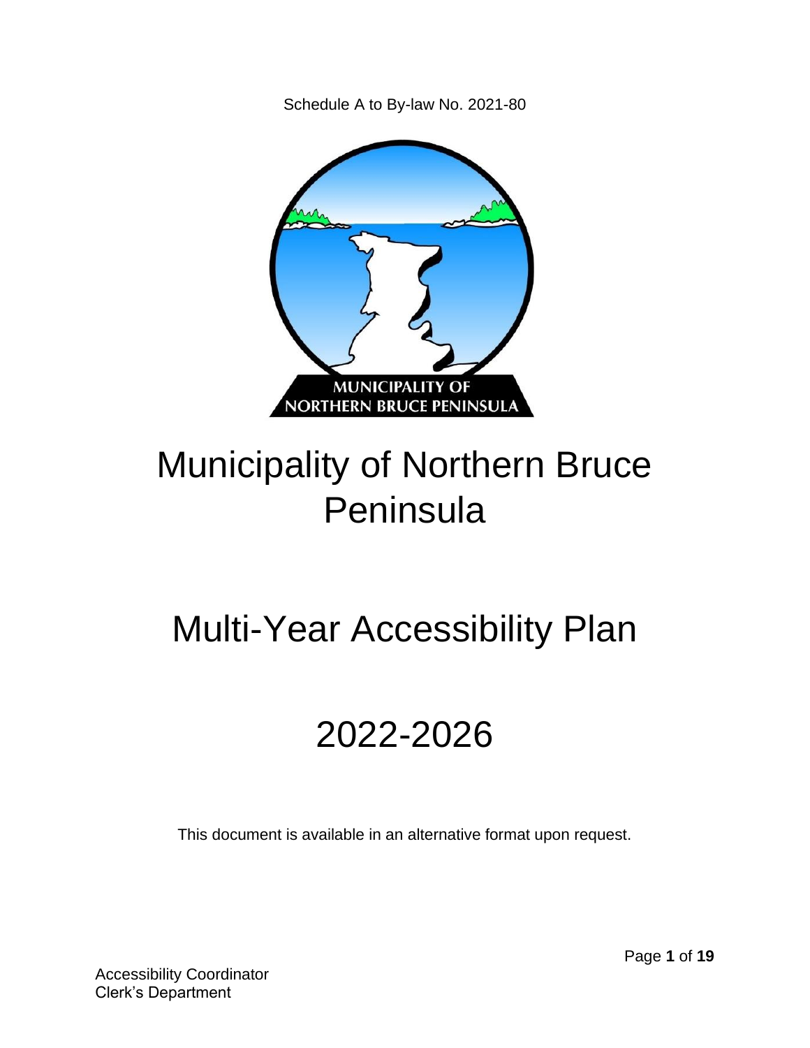Schedule A to By-law No. 2021-80

# Municipality of Northern Bruce Peninsula

# Multi-Year Accessibility Plan

# 2022-2026

This document is available in an alternative format upon request.

Accessibility Coordinator
Clerk's Department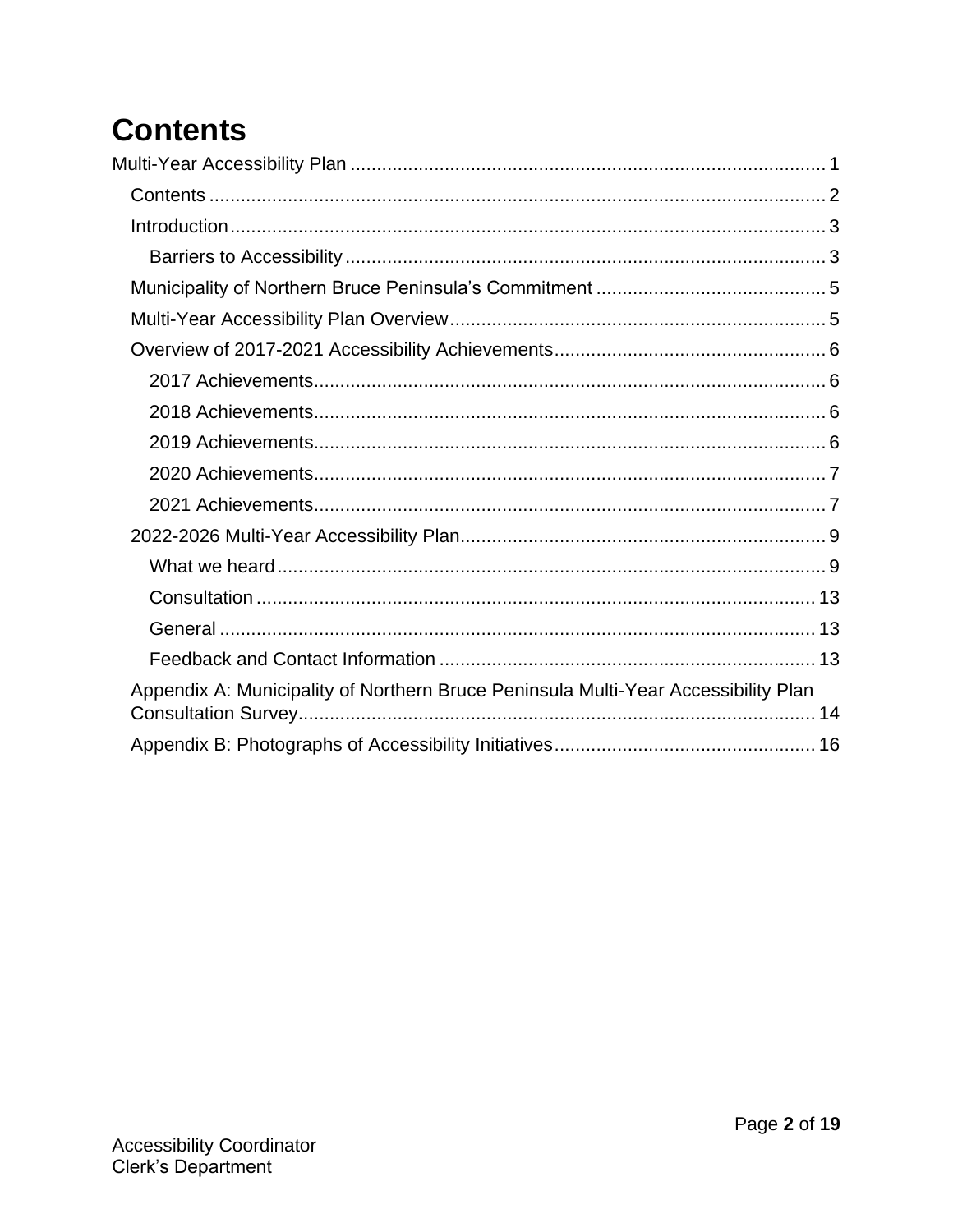# Contents

- Multi-Year Accessibility Plan ........ 1
  - Contents ........ 2
  - Introduction ........ 3
    - Barriers to Accessibility ........ 3
  - Municipality of Northern Bruce Peninsula's Commitment ........ 5
  - Multi-Year Accessibility Plan Overview ........ 5
  - Overview of 2017-2021 Accessibility Achievements ........ 6
    - 2017 Achievements ........ 6
    - 2018 Achievements ........ 6
    - 2019 Achievements ........ 6
    - 2020 Achievements ........ 7
    - 2021 Achievements ........ 7
  - 2022-2026 Multi-Year Accessibility Plan ........ 9
    - What we heard ........ 9
    - Consultation ........ 13
    - General ........ 13
    - Feedback and Contact Information ........ 13
  - Appendix A: Municipality of Northern Bruce Peninsula Multi-Year Accessibility Plan Consultation Survey ........ 14
  - Appendix B: Photographs of Accessibility Initiatives ........ 16

Accessibility Coordinator
Clerk's Department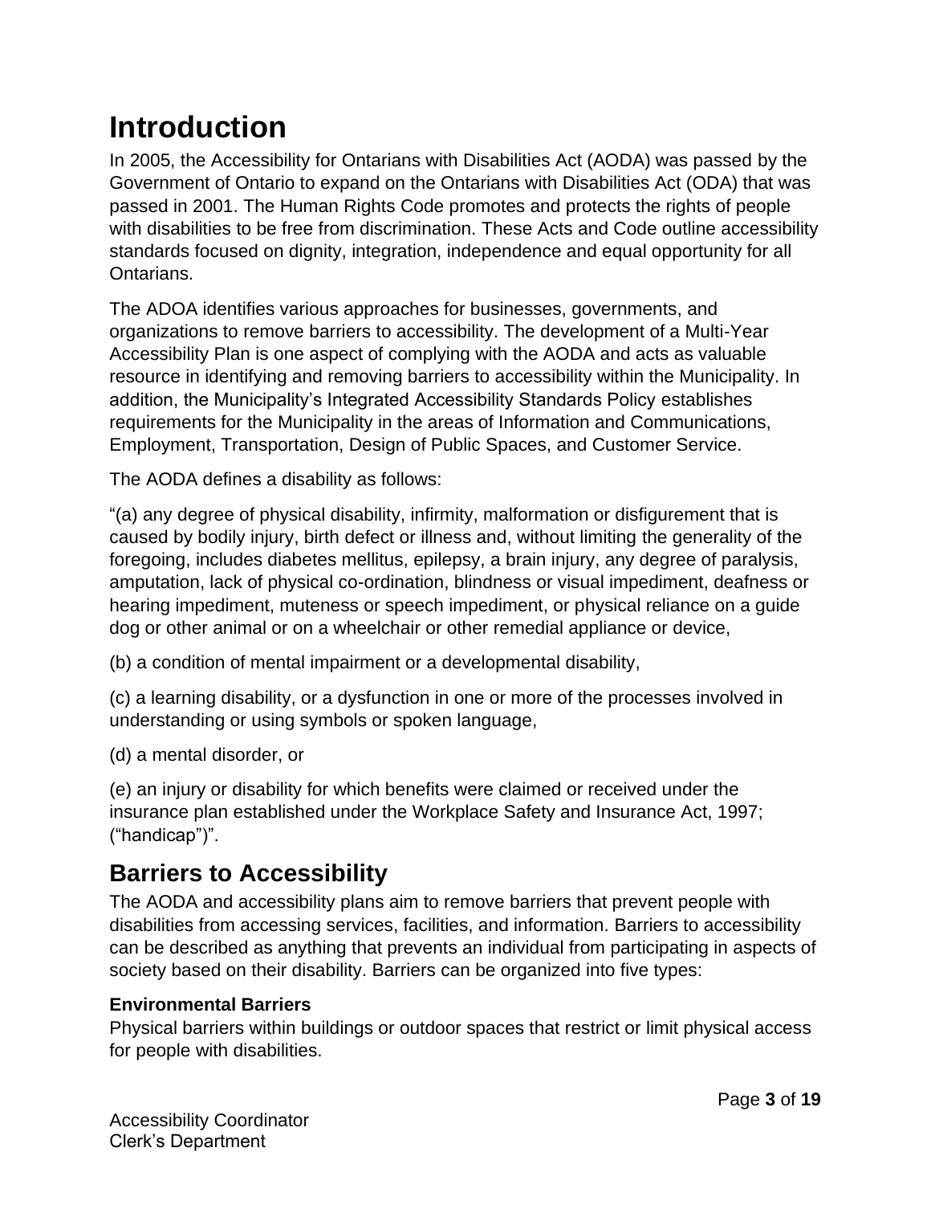# Introduction

In 2005, the Accessibility for Ontarians with Disabilities Act (AODA) was passed by the Government of Ontario to expand on the Ontarians with Disabilities Act (ODA) that was passed in 2001. The Human Rights Code promotes and protects the rights of people with disabilities to be free from discrimination. These Acts and Code outline accessibility standards focused on dignity, integration, independence and equal opportunity for all Ontarians.

The ADOA identifies various approaches for businesses, governments, and organizations to remove barriers to accessibility. The development of a Multi-Year Accessibility Plan is one aspect of complying with the AODA and acts as valuable resource in identifying and removing barriers to accessibility within the Municipality. In addition, the Municipality's Integrated Accessibility Standards Policy establishes requirements for the Municipality in the areas of Information and Communications, Employment, Transportation, Design of Public Spaces, and Customer Service.

The AODA defines a disability as follows:

"(a) any degree of physical disability, infirmity, malformation or disfigurement that is caused by bodily injury, birth defect or illness and, without limiting the generality of the foregoing, includes diabetes mellitus, epilepsy, a brain injury, any degree of paralysis, amputation, lack of physical co-ordination, blindness or visual impediment, deafness or hearing impediment, muteness or speech impediment, or physical reliance on a guide dog or other animal or on a wheelchair or other remedial appliance or device,

(b) a condition of mental impairment or a developmental disability,

(c) a learning disability, or a dysfunction in one or more of the processes involved in understanding or using symbols or spoken language,

(d) a mental disorder, or

(e) an injury or disability for which benefits were claimed or received under the insurance plan established under the Workplace Safety and Insurance Act, 1997; ("handicap")".

## Barriers to Accessibility

The AODA and accessibility plans aim to remove barriers that prevent people with disabilities from accessing services, facilities, and information. Barriers to accessibility can be described as anything that prevents an individual from participating in aspects of society based on their disability. Barriers can be organized into five types:

**Environmental Barriers**
Physical barriers within buildings or outdoor spaces that restrict or limit physical access for people with disabilities.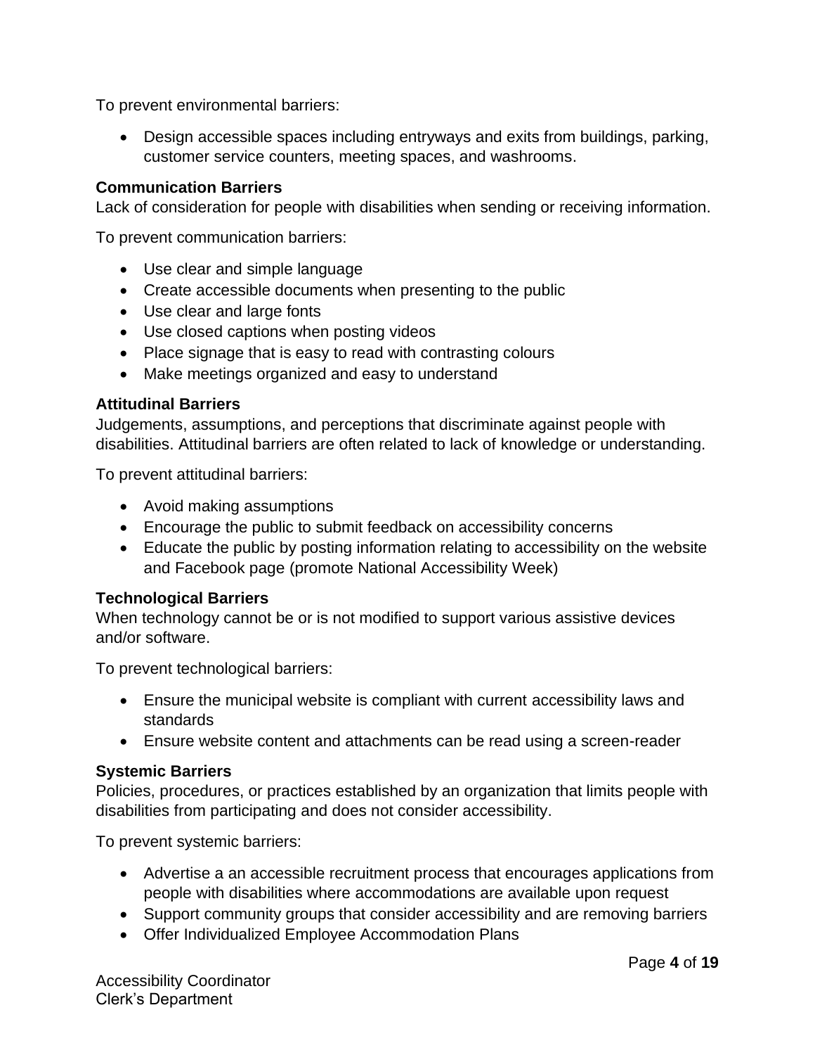To prevent environmental barriers:

- Design accessible spaces including entryways and exits from buildings, parking, customer service counters, meeting spaces, and washrooms.

**Communication Barriers**
Lack of consideration for people with disabilities when sending or receiving information.

To prevent communication barriers:

- Use clear and simple language
- Create accessible documents when presenting to the public
- Use clear and large fonts
- Use closed captions when posting videos
- Place signage that is easy to read with contrasting colours
- Make meetings organized and easy to understand

**Attitudinal Barriers**
Judgements, assumptions, and perceptions that discriminate against people with disabilities. Attitudinal barriers are often related to lack of knowledge or understanding.

To prevent attitudinal barriers:

- Avoid making assumptions
- Encourage the public to submit feedback on accessibility concerns
- Educate the public by posting information relating to accessibility on the website and Facebook page (promote National Accessibility Week)

**Technological Barriers**
When technology cannot be or is not modified to support various assistive devices and/or software.

To prevent technological barriers:

- Ensure the municipal website is compliant with current accessibility laws and standards
- Ensure website content and attachments can be read using a screen-reader

**Systemic Barriers**
Policies, procedures, or practices established by an organization that limits people with disabilities from participating and does not consider accessibility.

To prevent systemic barriers:

- Advertise a an accessible recruitment process that encourages applications from people with disabilities where accommodations are available upon request
- Support community groups that consider accessibility and are removing barriers
- Offer Individualized Employee Accommodation Plans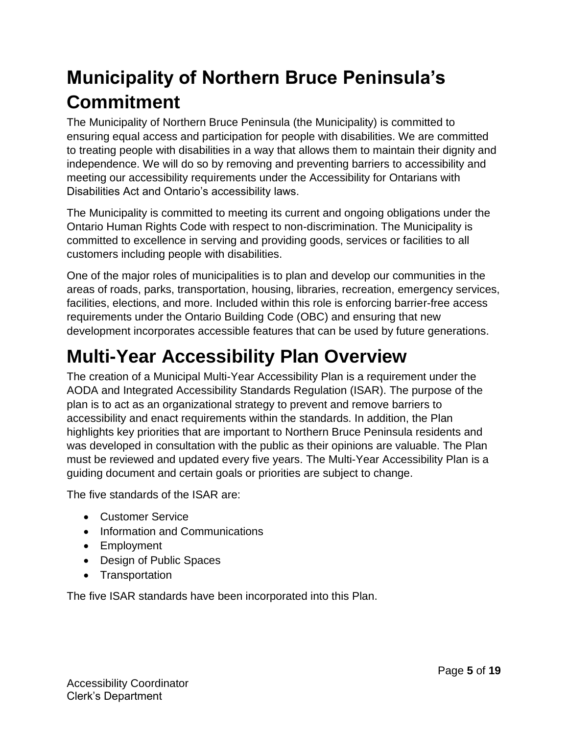# Municipality of Northern Bruce Peninsula's Commitment

The Municipality of Northern Bruce Peninsula (the Municipality) is committed to ensuring equal access and participation for people with disabilities. We are committed to treating people with disabilities in a way that allows them to maintain their dignity and independence. We will do so by removing and preventing barriers to accessibility and meeting our accessibility requirements under the Accessibility for Ontarians with Disabilities Act and Ontario's accessibility laws.

The Municipality is committed to meeting its current and ongoing obligations under the Ontario Human Rights Code with respect to non-discrimination. The Municipality is committed to excellence in serving and providing goods, services or facilities to all customers including people with disabilities.

One of the major roles of municipalities is to plan and develop our communities in the areas of roads, parks, transportation, housing, libraries, recreation, emergency services, facilities, elections, and more. Included within this role is enforcing barrier-free access requirements under the Ontario Building Code (OBC) and ensuring that new development incorporates accessible features that can be used by future generations.

# Multi-Year Accessibility Plan Overview

The creation of a Municipal Multi-Year Accessibility Plan is a requirement under the AODA and Integrated Accessibility Standards Regulation (ISAR). The purpose of the plan is to act as an organizational strategy to prevent and remove barriers to accessibility and enact requirements within the standards. In addition, the Plan highlights key priorities that are important to Northern Bruce Peninsula residents and was developed in consultation with the public as their opinions are valuable. The Plan must be reviewed and updated every five years. The Multi-Year Accessibility Plan is a guiding document and certain goals or priorities are subject to change.

The five standards of the ISAR are:

- Customer Service
- Information and Communications
- Employment
- Design of Public Spaces
- Transportation

The five ISAR standards have been incorporated into this Plan.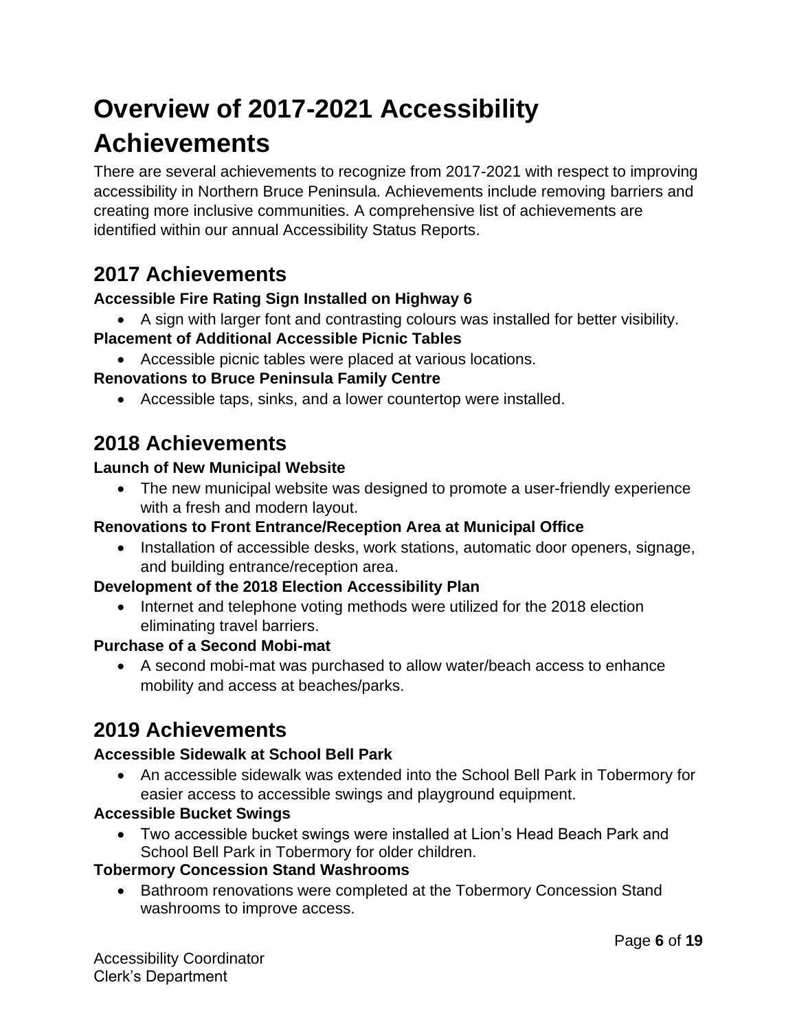# Overview of 2017-2021 Accessibility Achievements

There are several achievements to recognize from 2017-2021 with respect to improving accessibility in Northern Bruce Peninsula. Achievements include removing barriers and creating more inclusive communities. A comprehensive list of achievements are identified within our annual Accessibility Status Reports.

## 2017 Achievements

**Accessible Fire Rating Sign Installed on Highway 6**

- A sign with larger font and contrasting colours was installed for better visibility.

**Placement of Additional Accessible Picnic Tables**

- Accessible picnic tables were placed at various locations.

**Renovations to Bruce Peninsula Family Centre**

- Accessible taps, sinks, and a lower countertop were installed.

## 2018 Achievements

**Launch of New Municipal Website**

- The new municipal website was designed to promote a user-friendly experience with a fresh and modern layout.

**Renovations to Front Entrance/Reception Area at Municipal Office**

- Installation of accessible desks, work stations, automatic door openers, signage, and building entrance/reception area.

**Development of the 2018 Election Accessibility Plan**

- Internet and telephone voting methods were utilized for the 2018 election eliminating travel barriers.

**Purchase of a Second Mobi-mat**

- A second mobi-mat was purchased to allow water/beach access to enhance mobility and access at beaches/parks.

## 2019 Achievements

**Accessible Sidewalk at School Bell Park**

- An accessible sidewalk was extended into the School Bell Park in Tobermory for easier access to accessible swings and playground equipment.

**Accessible Bucket Swings**

- Two accessible bucket swings were installed at Lion's Head Beach Park and School Bell Park in Tobermory for older children.

**Tobermory Concession Stand Washrooms**

- Bathroom renovations were completed at the Tobermory Concession Stand washrooms to improve access.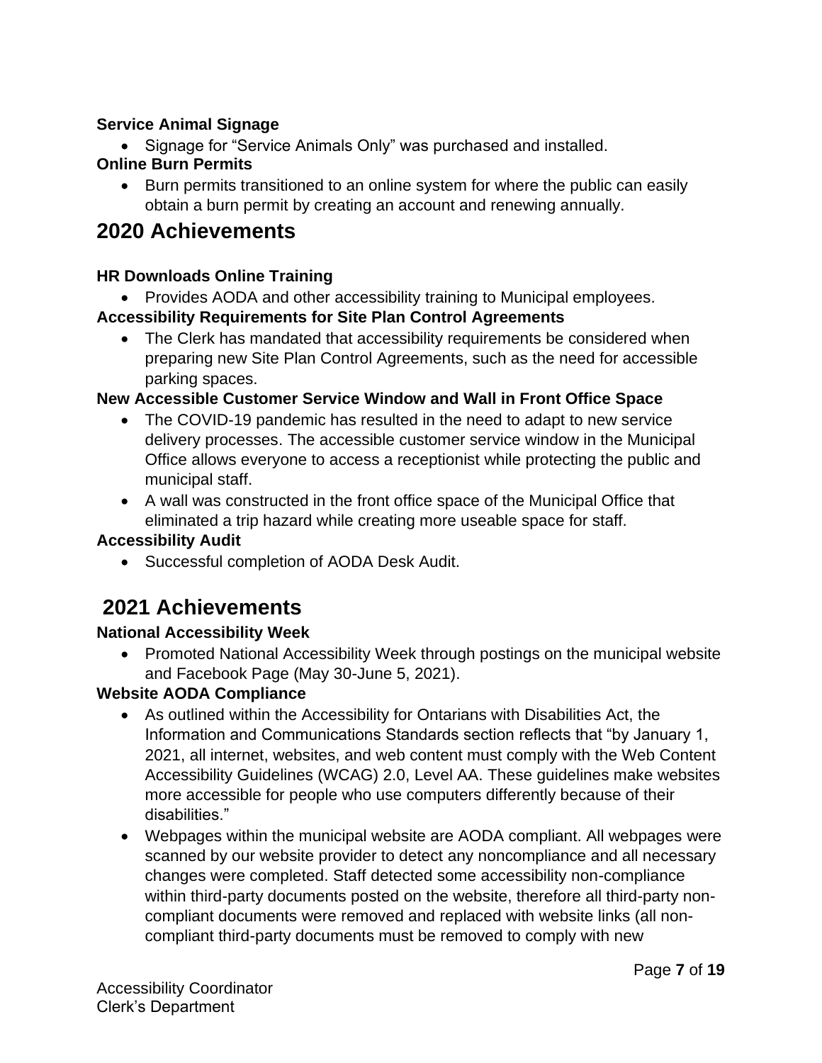**Service Animal Signage**

- Signage for “Service Animals Only” was purchased and installed.

**Online Burn Permits**

- Burn permits transitioned to an online system for where the public can easily obtain a burn permit by creating an account and renewing annually.

## 2020 Achievements

**HR Downloads Online Training**

- Provides AODA and other accessibility training to Municipal employees.

**Accessibility Requirements for Site Plan Control Agreements**

- The Clerk has mandated that accessibility requirements be considered when preparing new Site Plan Control Agreements, such as the need for accessible parking spaces.

**New Accessible Customer Service Window and Wall in Front Office Space**

- The COVID-19 pandemic has resulted in the need to adapt to new service delivery processes. The accessible customer service window in the Municipal Office allows everyone to access a receptionist while protecting the public and municipal staff.
- A wall was constructed in the front office space of the Municipal Office that eliminated a trip hazard while creating more useable space for staff.

**Accessibility Audit**

- Successful completion of AODA Desk Audit.

## 2021 Achievements

**National Accessibility Week**

- Promoted National Accessibility Week through postings on the municipal website and Facebook Page (May 30-June 5, 2021).

**Website AODA Compliance**

- As outlined within the Accessibility for Ontarians with Disabilities Act, the Information and Communications Standards section reflects that “by January 1, 2021, all internet, websites, and web content must comply with the Web Content Accessibility Guidelines (WCAG) 2.0, Level AA. These guidelines make websites more accessible for people who use computers differently because of their disabilities.”
- Webpages within the municipal website are AODA compliant. All webpages were scanned by our website provider to detect any noncompliance and all necessary changes were completed. Staff detected some accessibility non-compliance within third-party documents posted on the website, therefore all third-party non-compliant documents were removed and replaced with website links (all non-compliant third-party documents must be removed to comply with new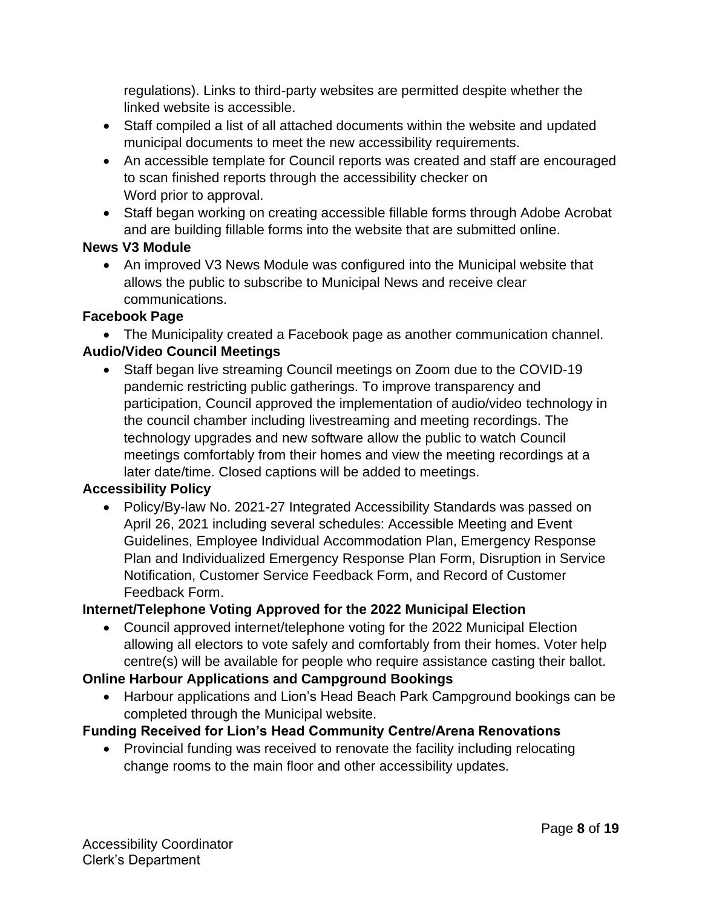regulations). Links to third-party websites are permitted despite whether the linked website is accessible.

- Staff compiled a list of all attached documents within the website and updated municipal documents to meet the new accessibility requirements.
- An accessible template for Council reports was created and staff are encouraged to scan finished reports through the accessibility checker on Word prior to approval.
- Staff began working on creating accessible fillable forms through Adobe Acrobat and are building fillable forms into the website that are submitted online.

**News V3 Module**

- An improved V3 News Module was configured into the Municipal website that allows the public to subscribe to Municipal News and receive clear communications.

**Facebook Page**

- The Municipality created a Facebook page as another communication channel.

**Audio/Video Council Meetings**

- Staff began live streaming Council meetings on Zoom due to the COVID-19 pandemic restricting public gatherings. To improve transparency and participation, Council approved the implementation of audio/video technology in the council chamber including livestreaming and meeting recordings. The technology upgrades and new software allow the public to watch Council meetings comfortably from their homes and view the meeting recordings at a later date/time. Closed captions will be added to meetings.

**Accessibility Policy**

- Policy/By-law No. 2021-27 Integrated Accessibility Standards was passed on April 26, 2021 including several schedules: Accessible Meeting and Event Guidelines, Employee Individual Accommodation Plan, Emergency Response Plan and Individualized Emergency Response Plan Form, Disruption in Service Notification, Customer Service Feedback Form, and Record of Customer Feedback Form.

**Internet/Telephone Voting Approved for the 2022 Municipal Election**

- Council approved internet/telephone voting for the 2022 Municipal Election allowing all electors to vote safely and comfortably from their homes. Voter help centre(s) will be available for people who require assistance casting their ballot.

**Online Harbour Applications and Campground Bookings**

- Harbour applications and Lion's Head Beach Park Campground bookings can be completed through the Municipal website.

**Funding Received for Lion's Head Community Centre/Arena Renovations**

- Provincial funding was received to renovate the facility including relocating change rooms to the main floor and other accessibility updates.

Accessibility Coordinator
Clerk's Department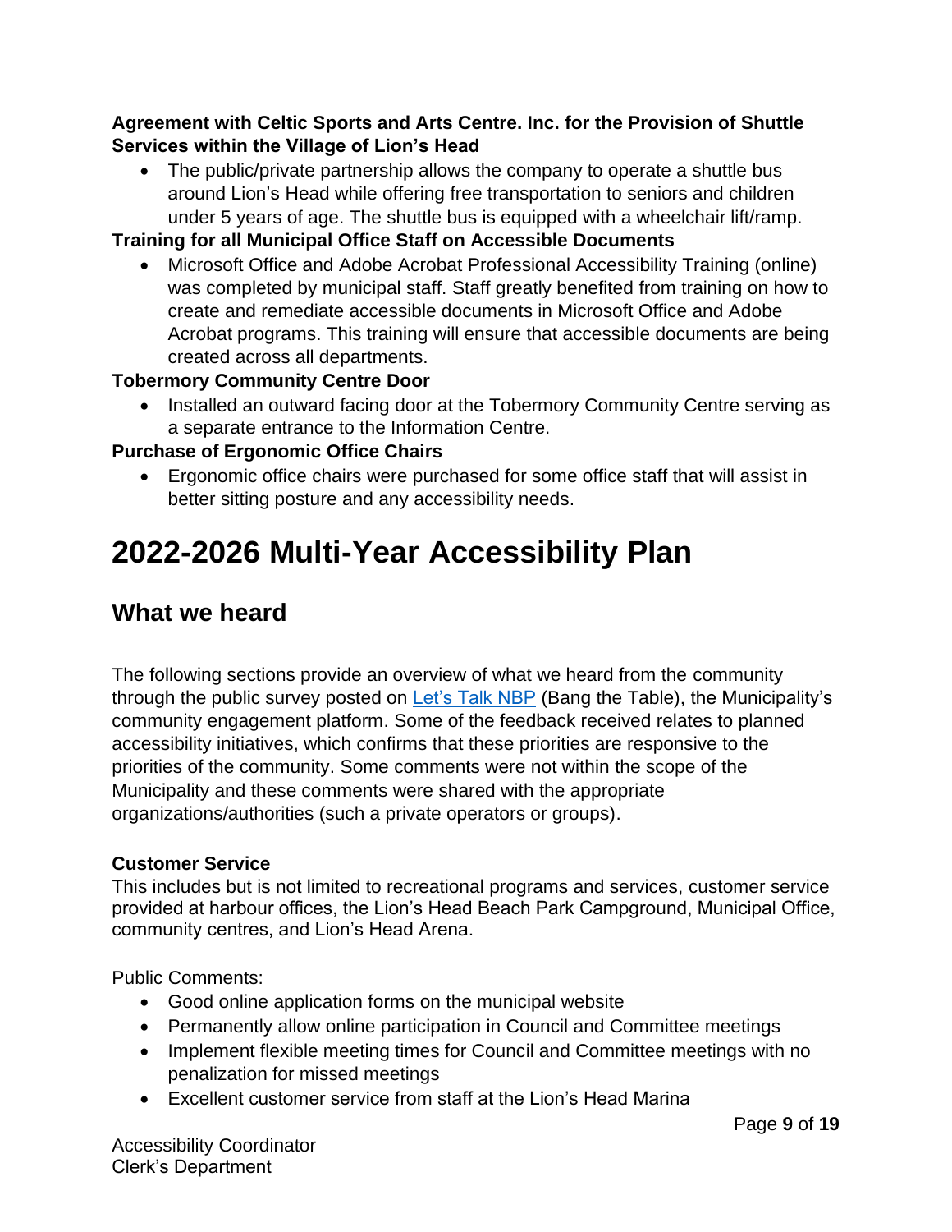**Agreement with Celtic Sports and Arts Centre. Inc. for the Provision of Shuttle Services within the Village of Lion's Head**

- The public/private partnership allows the company to operate a shuttle bus around Lion's Head while offering free transportation to seniors and children under 5 years of age. The shuttle bus is equipped with a wheelchair lift/ramp.

**Training for all Municipal Office Staff on Accessible Documents**

- Microsoft Office and Adobe Acrobat Professional Accessibility Training (online) was completed by municipal staff. Staff greatly benefited from training on how to create and remediate accessible documents in Microsoft Office and Adobe Acrobat programs. This training will ensure that accessible documents are being created across all departments.

**Tobermory Community Centre Door**

- Installed an outward facing door at the Tobermory Community Centre serving as a separate entrance to the Information Centre.

**Purchase of Ergonomic Office Chairs**

- Ergonomic office chairs were purchased for some office staff that will assist in better sitting posture and any accessibility needs.

# 2022-2026 Multi-Year Accessibility Plan

## What we heard

The following sections provide an overview of what we heard from the community through the public survey posted on [Let's Talk NBP]() (Bang the Table), the Municipality's community engagement platform. Some of the feedback received relates to planned accessibility initiatives, which confirms that these priorities are responsive to the priorities of the community. Some comments were not within the scope of the Municipality and these comments were shared with the appropriate organizations/authorities (such a private operators or groups).

**Customer Service**

This includes but is not limited to recreational programs and services, customer service provided at harbour offices, the Lion's Head Beach Park Campground, Municipal Office, community centres, and Lion's Head Arena.

Public Comments:

- Good online application forms on the municipal website
- Permanently allow online participation in Council and Committee meetings
- Implement flexible meeting times for Council and Committee meetings with no penalization for missed meetings
- Excellent customer service from staff at the Lion's Head Marina

Accessibility Coordinator
Clerk's Department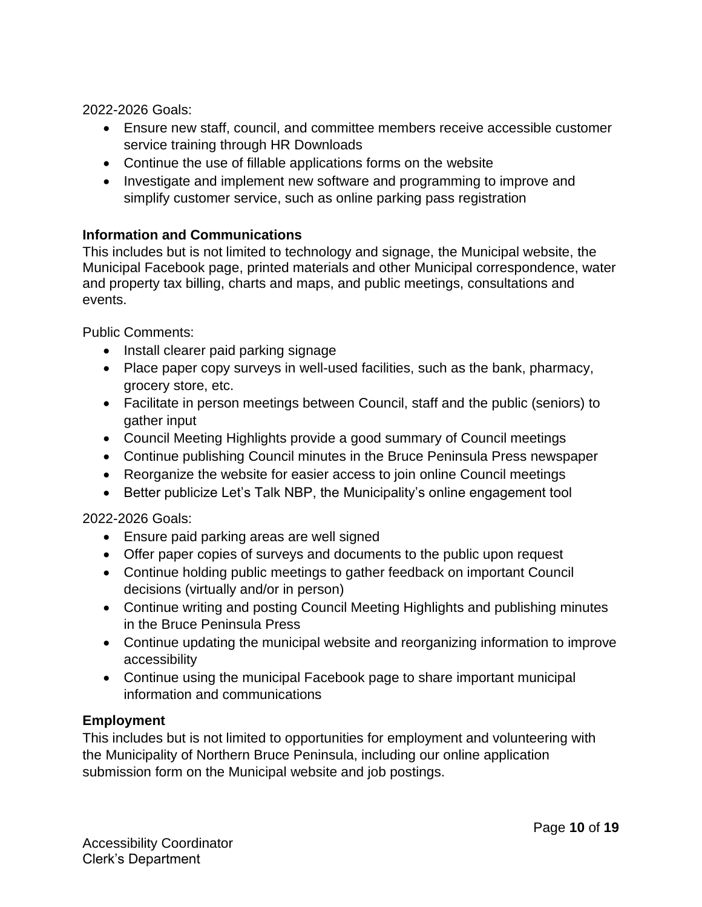2022-2026 Goals:

- Ensure new staff, council, and committee members receive accessible customer service training through HR Downloads
- Continue the use of fillable applications forms on the website
- Investigate and implement new software and programming to improve and simplify customer service, such as online parking pass registration

**Information and Communications**

This includes but is not limited to technology and signage, the Municipal website, the Municipal Facebook page, printed materials and other Municipal correspondence, water and property tax billing, charts and maps, and public meetings, consultations and events.

Public Comments:

- Install clearer paid parking signage
- Place paper copy surveys in well-used facilities, such as the bank, pharmacy, grocery store, etc.
- Facilitate in person meetings between Council, staff and the public (seniors) to gather input
- Council Meeting Highlights provide a good summary of Council meetings
- Continue publishing Council minutes in the Bruce Peninsula Press newspaper
- Reorganize the website for easier access to join online Council meetings
- Better publicize Let's Talk NBP, the Municipality's online engagement tool

2022-2026 Goals:

- Ensure paid parking areas are well signed
- Offer paper copies of surveys and documents to the public upon request
- Continue holding public meetings to gather feedback on important Council decisions (virtually and/or in person)
- Continue writing and posting Council Meeting Highlights and publishing minutes in the Bruce Peninsula Press
- Continue updating the municipal website and reorganizing information to improve accessibility
- Continue using the municipal Facebook page to share important municipal information and communications

**Employment**

This includes but is not limited to opportunities for employment and volunteering with the Municipality of Northern Bruce Peninsula, including our online application submission form on the Municipal website and job postings.

Accessibility Coordinator
Clerk's Department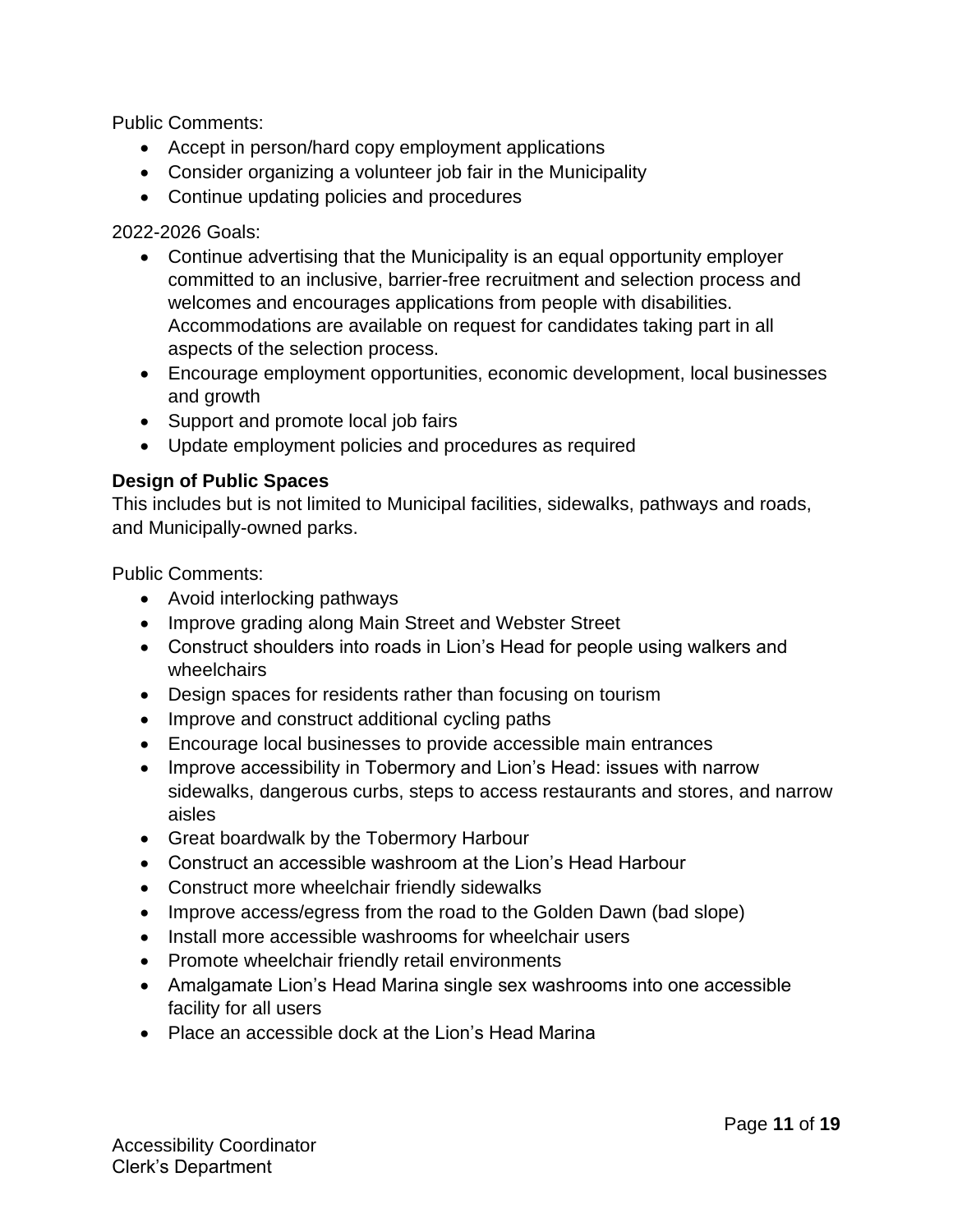Public Comments:

- Accept in person/hard copy employment applications
- Consider organizing a volunteer job fair in the Municipality
- Continue updating policies and procedures

2022-2026 Goals:

- Continue advertising that the Municipality is an equal opportunity employer committed to an inclusive, barrier-free recruitment and selection process and welcomes and encourages applications from people with disabilities. Accommodations are available on request for candidates taking part in all aspects of the selection process.
- Encourage employment opportunities, economic development, local businesses and growth
- Support and promote local job fairs
- Update employment policies and procedures as required

**Design of Public Spaces**

This includes but is not limited to Municipal facilities, sidewalks, pathways and roads, and Municipally-owned parks.

Public Comments:

- Avoid interlocking pathways
- Improve grading along Main Street and Webster Street
- Construct shoulders into roads in Lion's Head for people using walkers and wheelchairs
- Design spaces for residents rather than focusing on tourism
- Improve and construct additional cycling paths
- Encourage local businesses to provide accessible main entrances
- Improve accessibility in Tobermory and Lion's Head: issues with narrow sidewalks, dangerous curbs, steps to access restaurants and stores, and narrow aisles
- Great boardwalk by the Tobermory Harbour
- Construct an accessible washroom at the Lion's Head Harbour
- Construct more wheelchair friendly sidewalks
- Improve access/egress from the road to the Golden Dawn (bad slope)
- Install more accessible washrooms for wheelchair users
- Promote wheelchair friendly retail environments
- Amalgamate Lion's Head Marina single sex washrooms into one accessible facility for all users
- Place an accessible dock at the Lion's Head Marina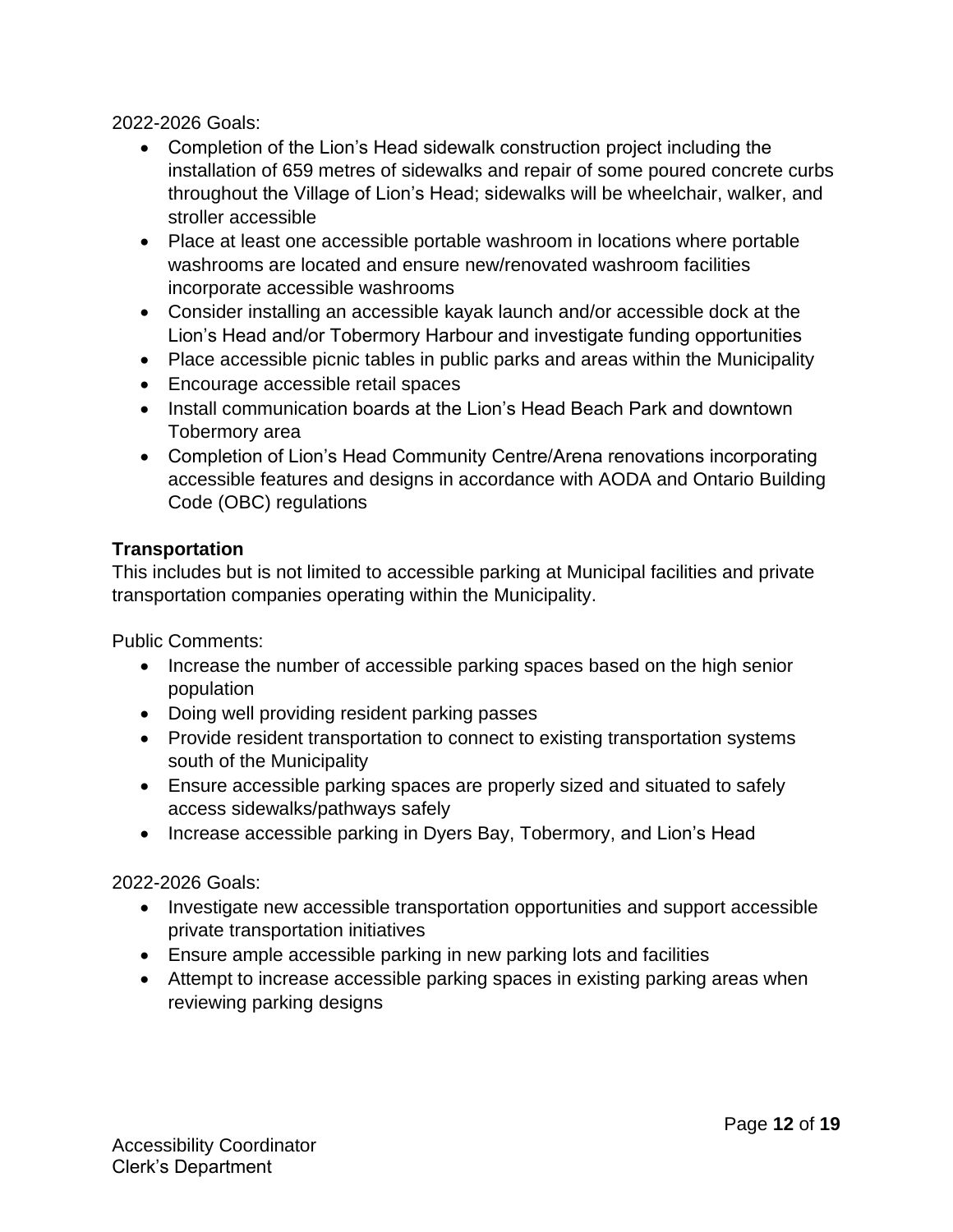2022-2026 Goals:

- Completion of the Lion's Head sidewalk construction project including the installation of 659 metres of sidewalks and repair of some poured concrete curbs throughout the Village of Lion's Head; sidewalks will be wheelchair, walker, and stroller accessible
- Place at least one accessible portable washroom in locations where portable washrooms are located and ensure new/renovated washroom facilities incorporate accessible washrooms
- Consider installing an accessible kayak launch and/or accessible dock at the Lion's Head and/or Tobermory Harbour and investigate funding opportunities
- Place accessible picnic tables in public parks and areas within the Municipality
- Encourage accessible retail spaces
- Install communication boards at the Lion's Head Beach Park and downtown Tobermory area
- Completion of Lion's Head Community Centre/Arena renovations incorporating accessible features and designs in accordance with AODA and Ontario Building Code (OBC) regulations

**Transportation**

This includes but is not limited to accessible parking at Municipal facilities and private transportation companies operating within the Municipality.

Public Comments:

- Increase the number of accessible parking spaces based on the high senior population
- Doing well providing resident parking passes
- Provide resident transportation to connect to existing transportation systems south of the Municipality
- Ensure accessible parking spaces are properly sized and situated to safely access sidewalks/pathways safely
- Increase accessible parking in Dyers Bay, Tobermory, and Lion's Head

2022-2026 Goals:

- Investigate new accessible transportation opportunities and support accessible private transportation initiatives
- Ensure ample accessible parking in new parking lots and facilities
- Attempt to increase accessible parking spaces in existing parking areas when reviewing parking designs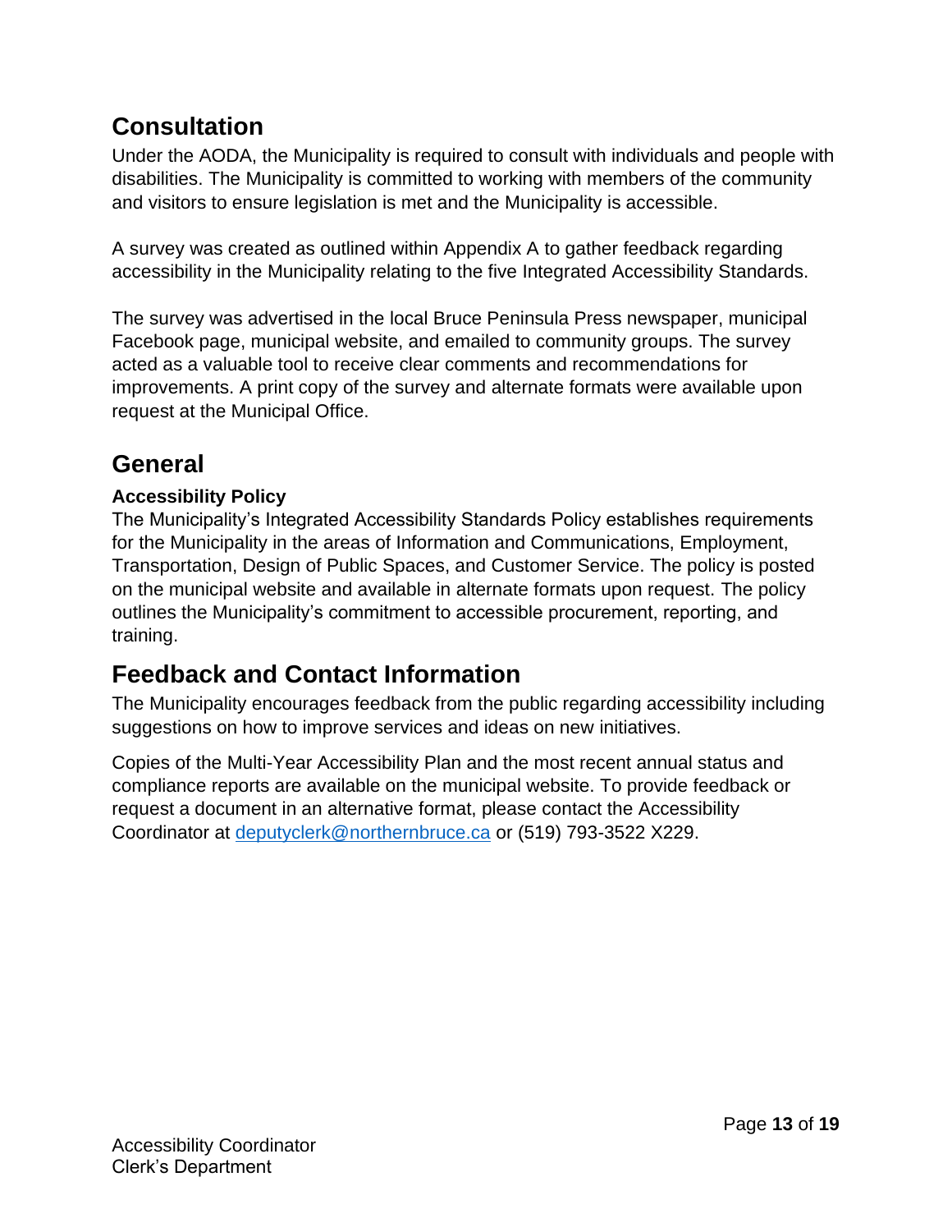## Consultation

Under the AODA, the Municipality is required to consult with individuals and people with disabilities. The Municipality is committed to working with members of the community and visitors to ensure legislation is met and the Municipality is accessible.

A survey was created as outlined within Appendix A to gather feedback regarding accessibility in the Municipality relating to the five Integrated Accessibility Standards.

The survey was advertised in the local Bruce Peninsula Press newspaper, municipal Facebook page, municipal website, and emailed to community groups. The survey acted as a valuable tool to receive clear comments and recommendations for improvements. A print copy of the survey and alternate formats were available upon request at the Municipal Office.

## General

### Accessibility Policy

The Municipality's Integrated Accessibility Standards Policy establishes requirements for the Municipality in the areas of Information and Communications, Employment, Transportation, Design of Public Spaces, and Customer Service. The policy is posted on the municipal website and available in alternate formats upon request. The policy outlines the Municipality's commitment to accessible procurement, reporting, and training.

## Feedback and Contact Information

The Municipality encourages feedback from the public regarding accessibility including suggestions on how to improve services and ideas on new initiatives.

Copies of the Multi-Year Accessibility Plan and the most recent annual status and compliance reports are available on the municipal website. To provide feedback or request a document in an alternative format, please contact the Accessibility Coordinator at [deputyclerk@northernbruce.ca](mailto:deputyclerk@northernbruce.ca) or (519) 793-3522 X229.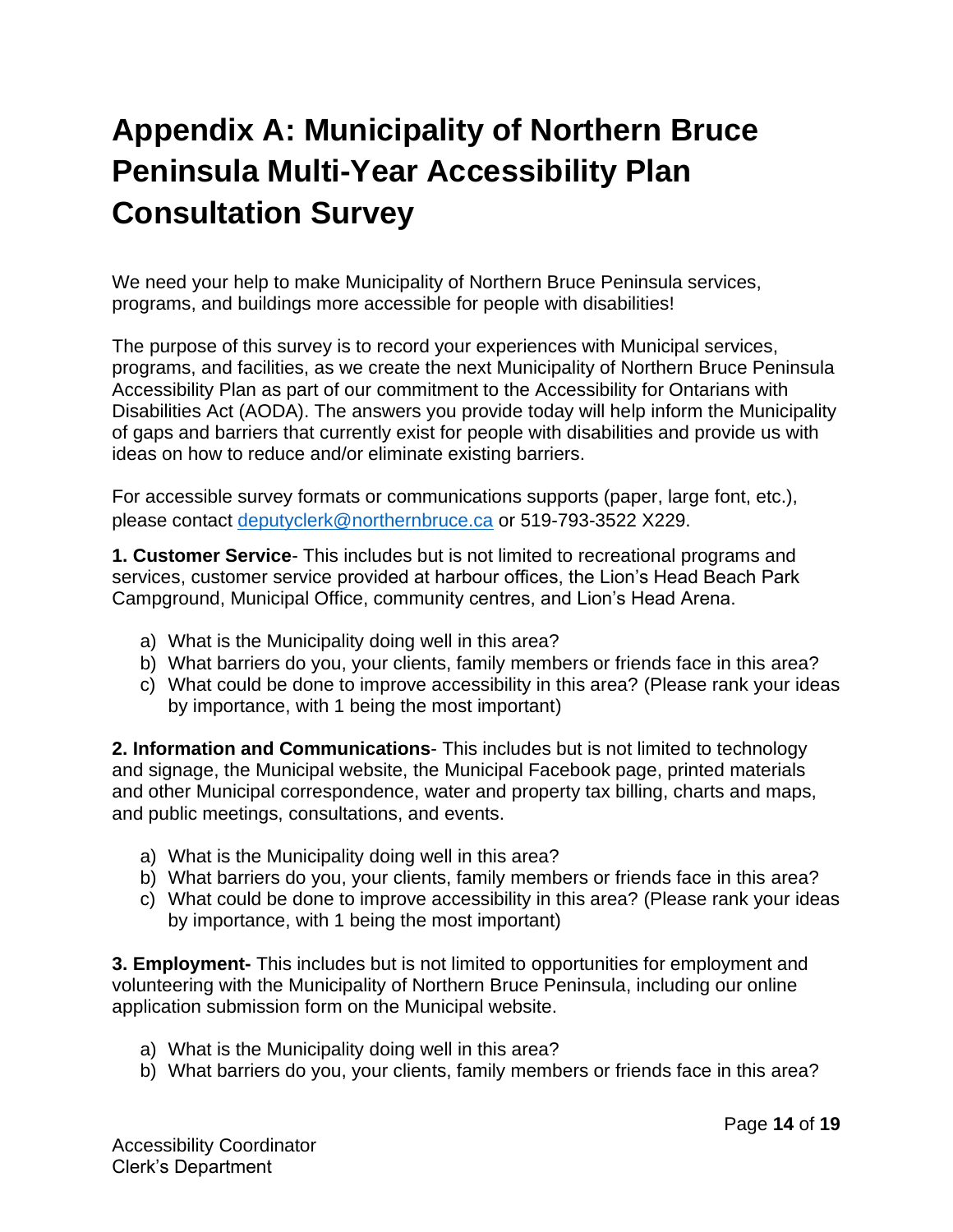# Appendix A: Municipality of Northern Bruce Peninsula Multi-Year Accessibility Plan Consultation Survey

We need your help to make Municipality of Northern Bruce Peninsula services, programs, and buildings more accessible for people with disabilities!

The purpose of this survey is to record your experiences with Municipal services, programs, and facilities, as we create the next Municipality of Northern Bruce Peninsula Accessibility Plan as part of our commitment to the Accessibility for Ontarians with Disabilities Act (AODA). The answers you provide today will help inform the Municipality of gaps and barriers that currently exist for people with disabilities and provide us with ideas on how to reduce and/or eliminate existing barriers.

For accessible survey formats or communications supports (paper, large font, etc.), please contact [deputyclerk@northernbruce.ca](mailto:deputyclerk@northernbruce.ca) or 519-793-3522 X229.

**1. Customer Service**- This includes but is not limited to recreational programs and services, customer service provided at harbour offices, the Lion's Head Beach Park Campground, Municipal Office, community centres, and Lion's Head Arena.

a) What is the Municipality doing well in this area?
b) What barriers do you, your clients, family members or friends face in this area?
c) What could be done to improve accessibility in this area? (Please rank your ideas by importance, with 1 being the most important)

**2. Information and Communications**- This includes but is not limited to technology and signage, the Municipal website, the Municipal Facebook page, printed materials and other Municipal correspondence, water and property tax billing, charts and maps, and public meetings, consultations, and events.

a) What is the Municipality doing well in this area?
b) What barriers do you, your clients, family members or friends face in this area?
c) What could be done to improve accessibility in this area? (Please rank your ideas by importance, with 1 being the most important)

**3. Employment-** This includes but is not limited to opportunities for employment and volunteering with the Municipality of Northern Bruce Peninsula, including our online application submission form on the Municipal website.

a) What is the Municipality doing well in this area?
b) What barriers do you, your clients, family members or friends face in this area?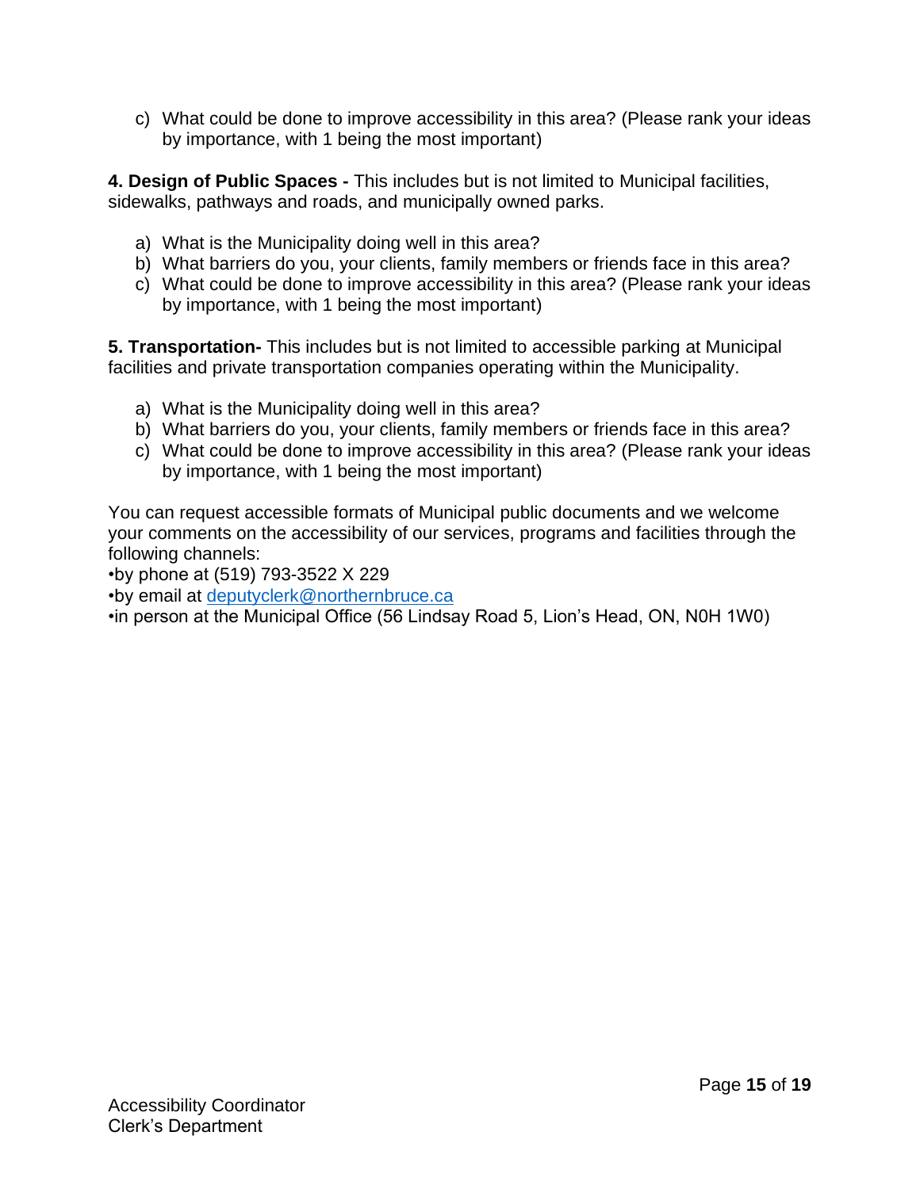c) What could be done to improve accessibility in this area? (Please rank your ideas by importance, with 1 being the most important)

**4. Design of Public Spaces -** This includes but is not limited to Municipal facilities, sidewalks, pathways and roads, and municipally owned parks.

a) What is the Municipality doing well in this area?
b) What barriers do you, your clients, family members or friends face in this area?
c) What could be done to improve accessibility in this area? (Please rank your ideas by importance, with 1 being the most important)

**5. Transportation-** This includes but is not limited to accessible parking at Municipal facilities and private transportation companies operating within the Municipality.

a) What is the Municipality doing well in this area?
b) What barriers do you, your clients, family members or friends face in this area?
c) What could be done to improve accessibility in this area? (Please rank your ideas by importance, with 1 being the most important)

You can request accessible formats of Municipal public documents and we welcome your comments on the accessibility of our services, programs and facilities through the following channels:

•by phone at (519) 793-3522 X 229
•by email at deputyclerk@northernbruce.ca
•in person at the Municipal Office (56 Lindsay Road 5, Lion's Head, ON, N0H 1W0)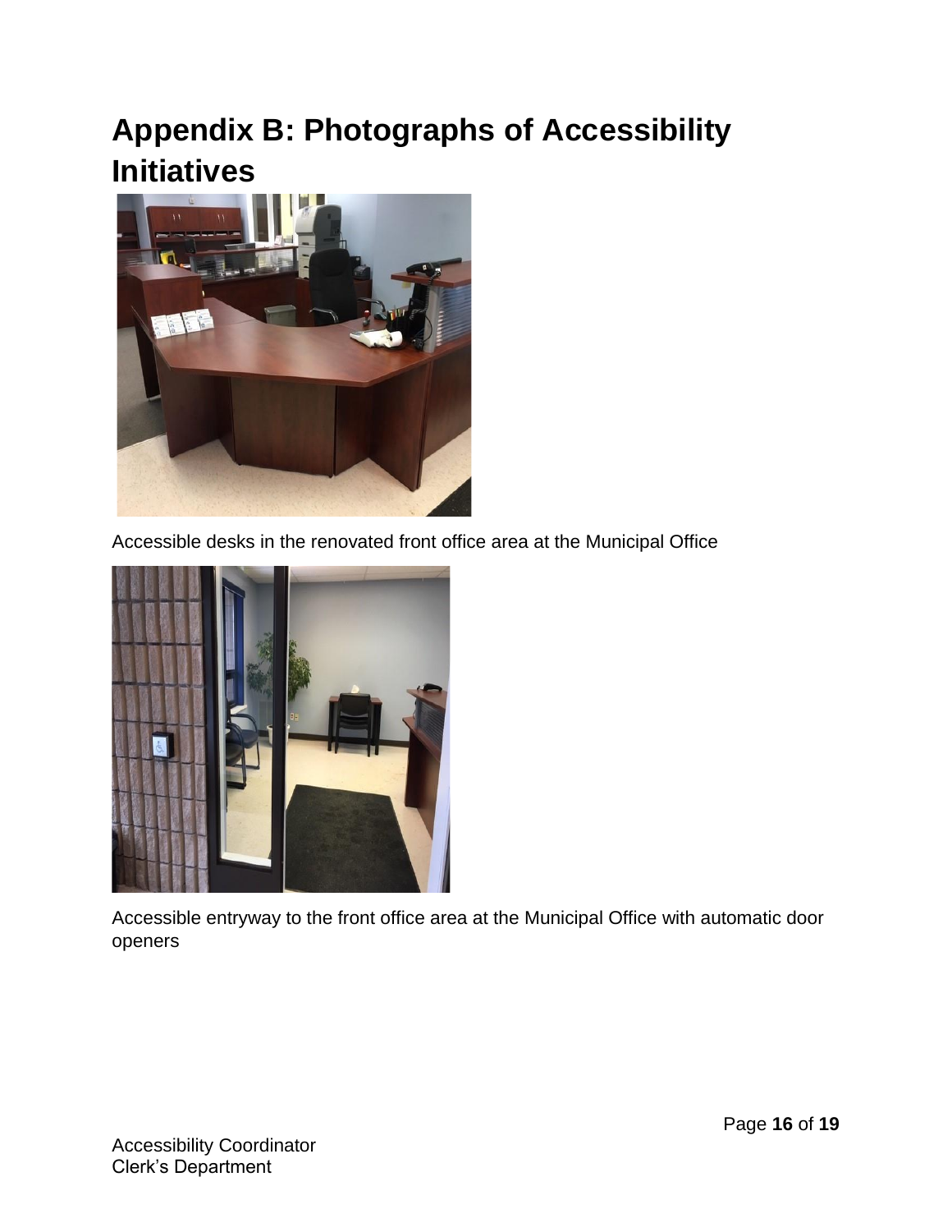# Appendix B: Photographs of Accessibility Initiatives

Accessible desks in the renovated front office area at the Municipal Office

Accessible entryway to the front office area at the Municipal Office with automatic door openers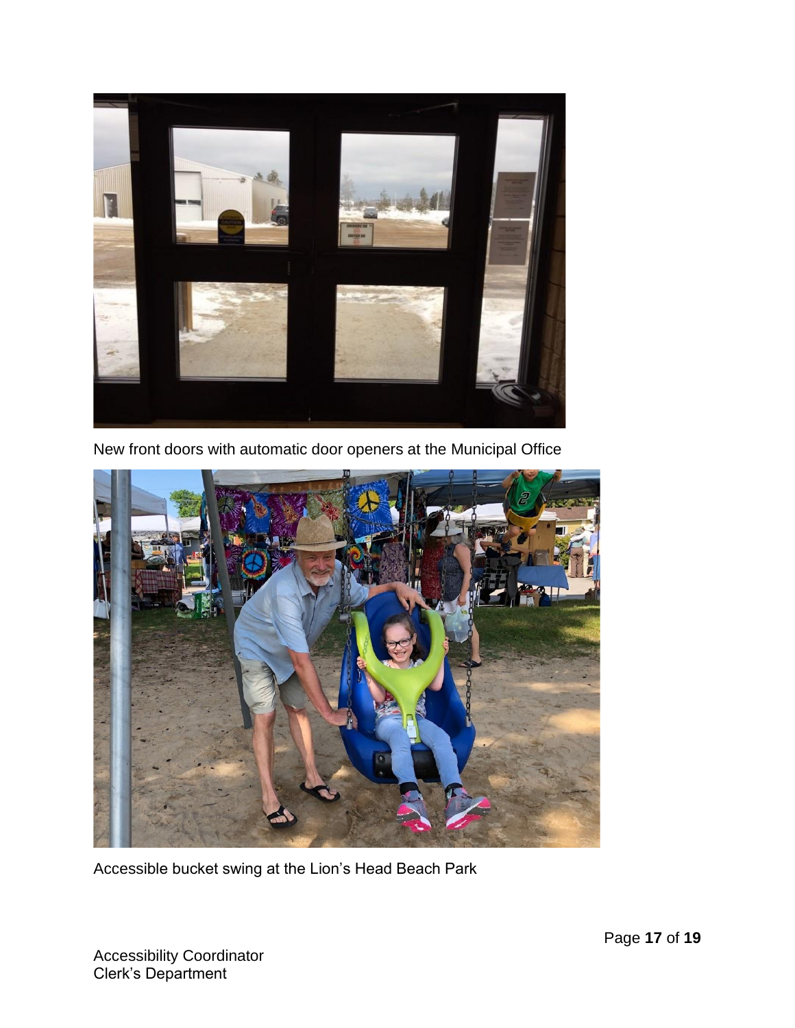New front doors with automatic door openers at the Municipal Office

Accessible bucket swing at the Lion's Head Beach Park

Accessibility Coordinator
Clerk's Department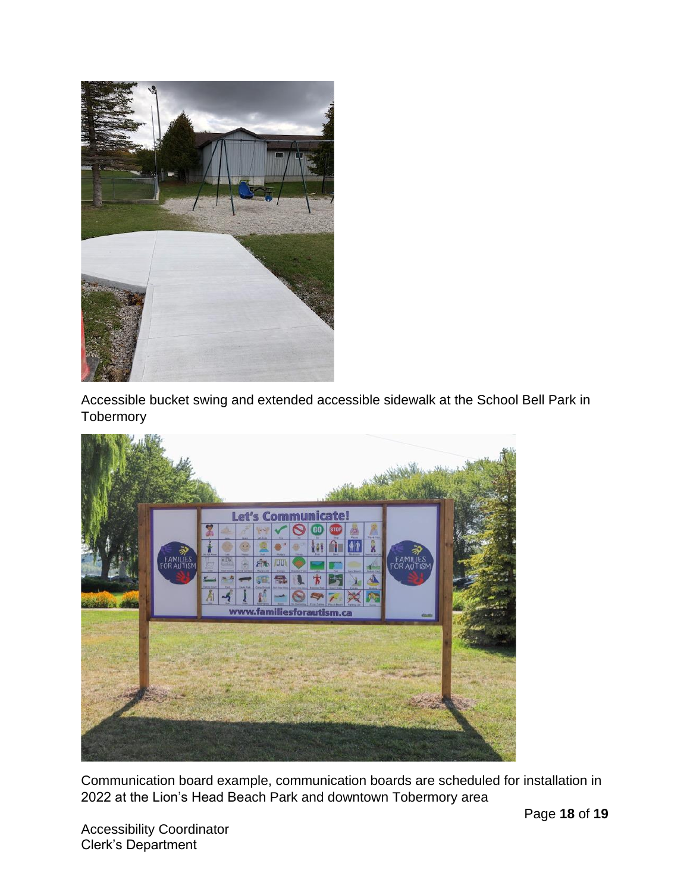Accessible bucket swing and extended accessible sidewalk at the School Bell Park in Tobermory

Communication board example, communication boards are scheduled for installation in 2022 at the Lion's Head Beach Park and downtown Tobermory area

Accessibility Coordinator
Clerk's Department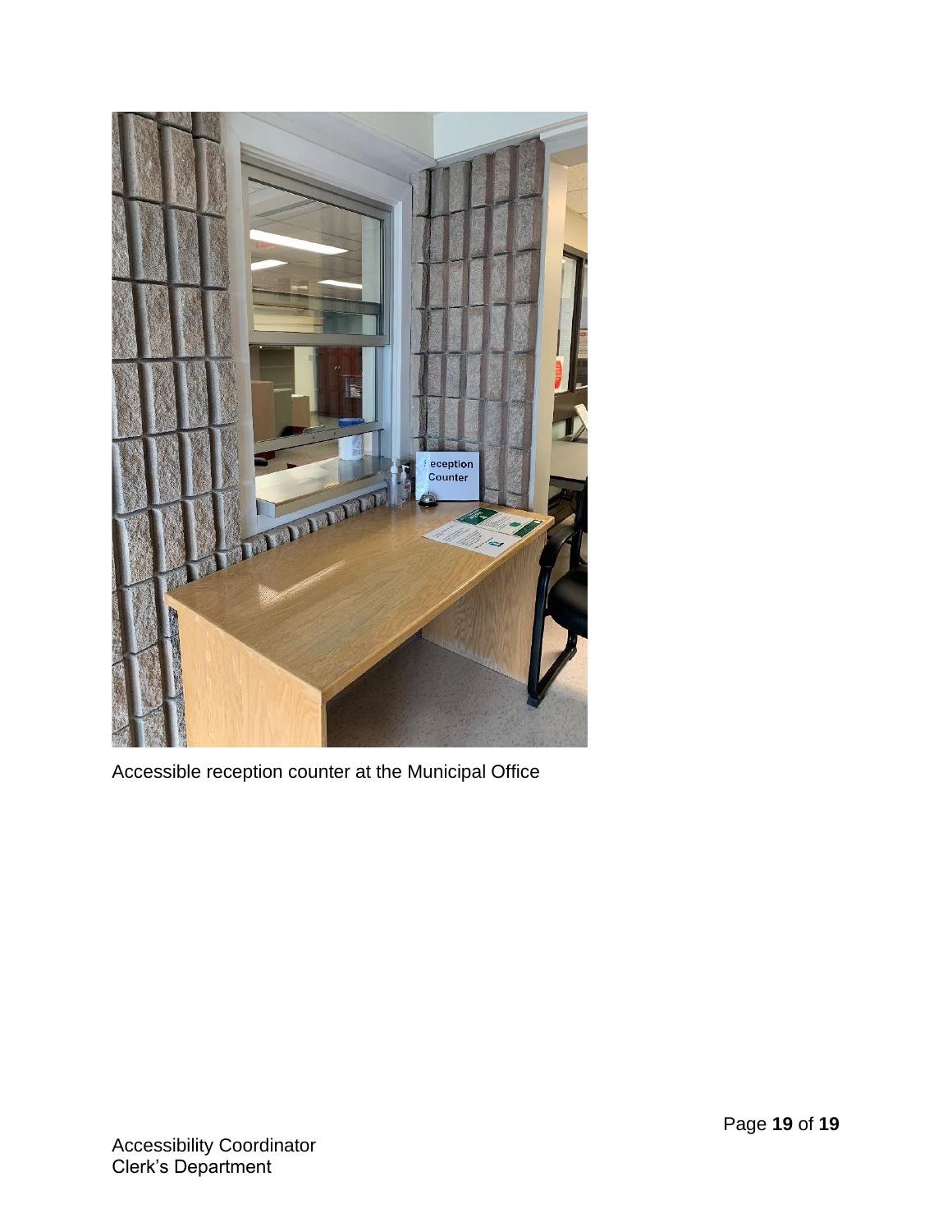Accessible reception counter at the Municipal Office

Accessibility Coordinator
Clerk's Department